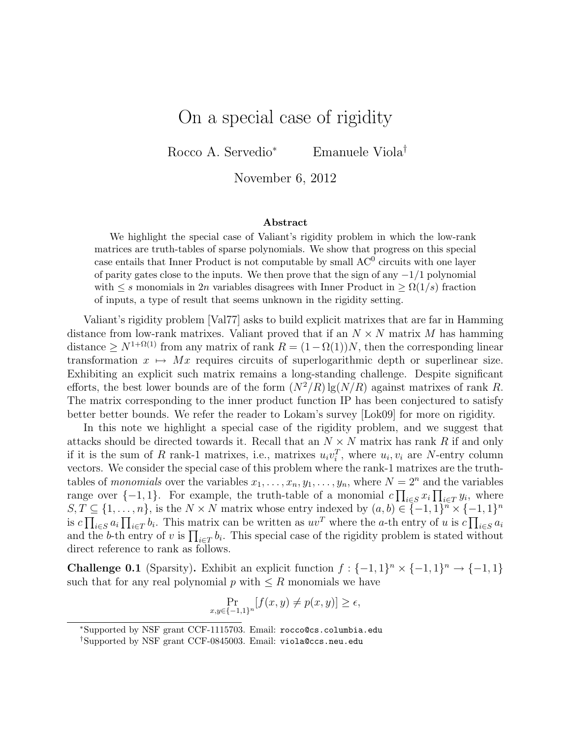# On a special case of rigidity

Rocco A. Servedio[*] Emanuele Viola[†]

November 6, 2012

### Abstract

We highlight the special case of Valiant's rigidity problem in which the low-rank matrices are truth-tables of sparse polynomials. We show that progress on this special case entails that Inner Product is not computable by small $\mathrm{AC}^0$ circuits with one layer of parity gates close to the inputs. We then prove that the sign of any $-1/1$ polynomial with $\leq s$ monomials in $2n$ variables disagrees with Inner Product in $\geq \Omega(1/s)$ fraction of inputs, a type of result that seems unknown in the rigidity setting.

Valiant's rigidity problem [Val77] asks to build explicit matrixes that are far in Hamming distance from low-rank matrixes. Valiant proved that if an $N \times N$ matrix $M$ has hamming distance $\geq N^{1+\Omega(1)}$ from any matrix of rank $R = (1-\Omega(1))N$, then the corresponding linear transformation $x \mapsto Mx$ requires circuits of superlogarithmic depth or superlinear size. Exhibiting an explicit such matrix remains a long-standing challenge. Despite significant efforts, the best lower bounds are of the form $(N^2/R)\lg(N/R)$ against matrixes of rank $R$. The matrix corresponding to the inner product function IP has been conjectured to satisfy better better bounds. We refer the reader to Lokam's survey [Lok09] for more on rigidity.

In this note we highlight a special case of the rigidity problem, and we suggest that attacks should be directed towards it. Recall that an $N \times N$ matrix has rank $R$ if and only if it is the sum of $R$ rank-1 matrixes, i.e., matrixes $u_i v_i^T$, where $u_i, v_i$ are $N$-entry column vectors. We consider the special case of this problem where the rank-1 matrixes are the truth-tables of *monomials* over the variables $x_1, \ldots, x_n, y_1, \ldots, y_n$, where $N = 2^n$ and the variables range over $\{-1, 1\}$. For example, the truth-table of a monomial $c \prod_{i \in S} x_i \prod_{i \in T} y_i$, where $S, T \subseteq \{1, \ldots, n\}$, is the $N \times N$ matrix whose entry indexed by $(a, b) \in \{-1, 1\}^n \times \{-1, 1\}^n$ is $c \prod_{i \in S} a_i \prod_{i \in T} b_i$. This matrix can be written as $uv^T$ where the $a$-th entry of $u$ is $c \prod_{i \in S} a_i$ and the $b$-th entry of $v$ is $\prod_{i \in T} b_i$. This special case of the rigidity problem is stated without direct reference to rank as follows.

**Challenge 0.1** (Sparsity)**.** Exhibit an explicit function $f : \{-1, 1\}^n \times \{-1, 1\}^n \to \{-1, 1\}$ such that for any real polynomial $p$ with $\leq R$ monomials we have

$$\Pr_{x,y \in \{-1,1\}^n}[f(x, y) \neq p(x, y)] \geq \epsilon,$$

[*]Supported by NSF grant CCF-1115703. Email: rocco@cs.columbia.edu

[†]Supported by NSF grant CCF-0845003. Email: viola@ccs.neu.edu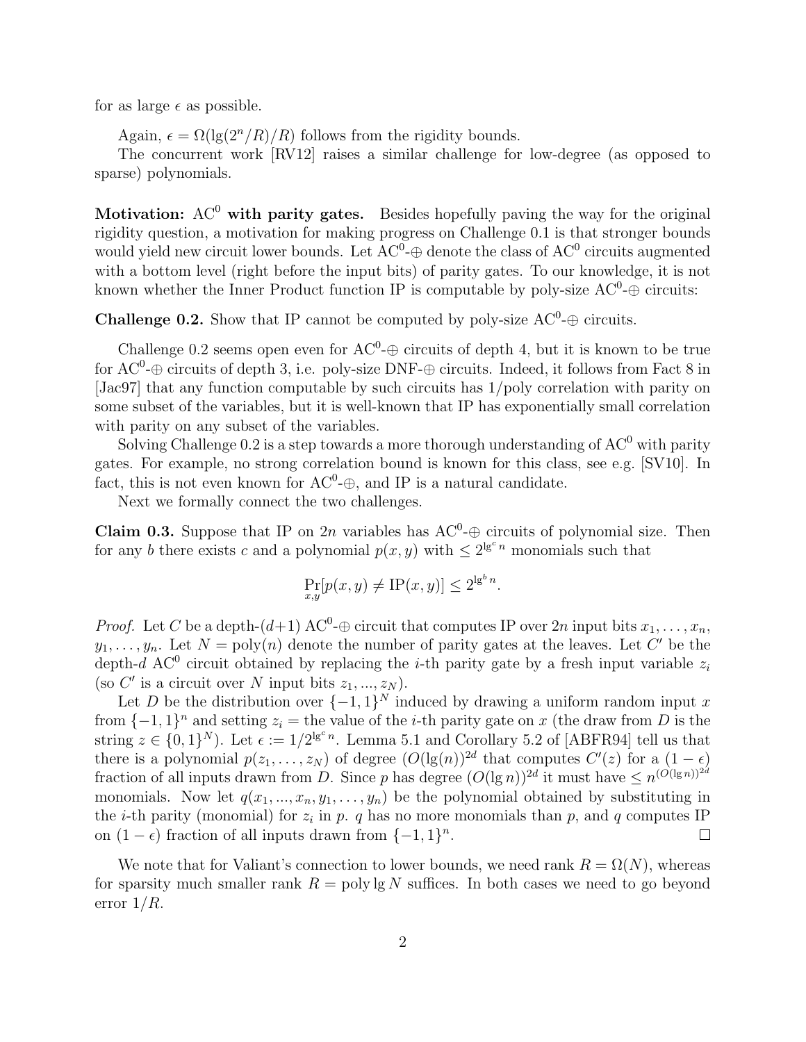for as large $\epsilon$ as possible.

Again, $\epsilon = \Omega(\lg(2^n/R)/R)$ follows from the rigidity bounds.

The concurrent work [RV12] raises a similar challenge for low-degree (as opposed to sparse) polynomials.

**Motivation: $\text{AC}^0$ with parity gates.** Besides hopefully paving the way for the original rigidity question, a motivation for making progress on Challenge 0.1 is that stronger bounds would yield new circuit lower bounds. Let $\text{AC}^0$-$\oplus$ denote the class of $\text{AC}^0$ circuits augmented with a bottom level (right before the input bits) of parity gates. To our knowledge, it is not known whether the Inner Product function IP is computable by poly-size $\text{AC}^0$-$\oplus$ circuits:

**Challenge 0.2.** Show that IP cannot be computed by poly-size $\text{AC}^0$-$\oplus$ circuits.

Challenge 0.2 seems open even for $\text{AC}^0$-$\oplus$ circuits of depth 4, but it is known to be true for $\text{AC}^0$-$\oplus$ circuits of depth 3, i.e. poly-size DNF-$\oplus$ circuits. Indeed, it follows from Fact 8 in [Jac97] that any function computable by such circuits has 1/poly correlation with parity on some subset of the variables, but it is well-known that IP has exponentially small correlation with parity on any subset of the variables.

Solving Challenge 0.2 is a step towards a more thorough understanding of $\text{AC}^0$ with parity gates. For example, no strong correlation bound is known for this class, see e.g. [SV10]. In fact, this is not even known for $\text{AC}^0$-$\oplus$, and IP is a natural candidate.

Next we formally connect the two challenges.

**Claim 0.3.** Suppose that IP on $2n$ variables has $\text{AC}^0$-$\oplus$ circuits of polynomial size. Then for any $b$ there exists $c$ and a polynomial $p(x, y)$ with $\leq 2^{\lg^c n}$ monomials such that

$$\Pr_{x,y}[p(x, y) \neq \text{IP}(x, y)] \leq 2^{\lg^b n}.$$

*Proof.* Let $C$ be a depth-$(d+1)$ $\text{AC}^0$-$\oplus$ circuit that computes IP over $2n$ input bits $x_1, \ldots, x_n$, $y_1, \ldots, y_n$. Let $N = \text{poly}(n)$ denote the number of parity gates at the leaves. Let $C'$ be the depth-$d$ $\text{AC}^0$ circuit obtained by replacing the $i$-th parity gate by a fresh input variable $z_i$ (so $C'$ is a circuit over $N$ input bits $z_1, ..., z_N$).

Let $D$ be the distribution over $\{-1, 1\}^N$ induced by drawing a uniform random input $x$ from $\{-1, 1\}^n$ and setting $z_i =$ the value of the $i$-th parity gate on $x$ (the draw from $D$ is the string $z \in \{0, 1\}^N$). Let $\epsilon := 1/2^{\lg^c n}$. Lemma 5.1 and Corollary 5.2 of [ABFR94] tell us that there is a polynomial $p(z_1, \ldots, z_N)$ of degree $(O(\lg(n))^{2d}$ that computes $C'(z)$ for a $(1 - \epsilon)$ fraction of all inputs drawn from $D$. Since $p$ has degree $(O(\lg n))^{2d}$ it must have $\leq n^{(O(\lg n))^{2d}}$ monomials. Now let $q(x_1, ..., x_n, y_1, \ldots, y_n)$ be the polynomial obtained by substituting in the $i$-th parity (monomial) for $z_i$ in $p$. $q$ has no more monomials than $p$, and $q$ computes IP on $(1 - \epsilon)$ fraction of all inputs drawn from $\{-1, 1\}^n$. $\square$

We note that for Valiant's connection to lower bounds, we need rank $R = \Omega(N)$, whereas for sparsity much smaller rank $R = \text{poly} \lg N$ suffices. In both cases we need to go beyond error $1/R$.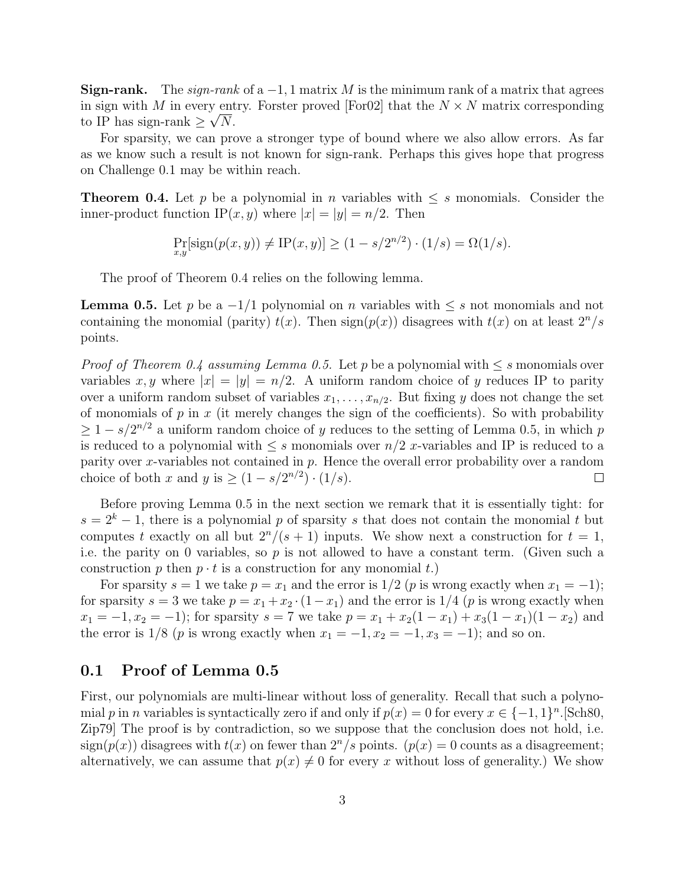**Sign-rank.** The *sign-rank* of a $-1, 1$ matrix $M$ is the minimum rank of a matrix that agrees in sign with $M$ in every entry. Forster proved [For02] that the $N \times N$ matrix corresponding to IP has sign-rank $\geq \sqrt{N}$.

For sparsity, we can prove a stronger type of bound where we also allow errors. As far as we know such a result is not known for sign-rank. Perhaps this gives hope that progress on Challenge 0.1 may be within reach.

**Theorem 0.4.** Let $p$ be a polynomial in $n$ variables with $\leq s$ monomials. Consider the inner-product function $\mathrm{IP}(x, y)$ where $|x| = |y| = n/2$. Then

$$\Pr_{x,y}[\mathrm{sign}(p(x, y)) \neq \mathrm{IP}(x, y)] \geq (1 - s/2^{n/2}) \cdot (1/s) = \Omega(1/s).$$

The proof of Theorem 0.4 relies on the following lemma.

**Lemma 0.5.** Let $p$ be a $-1/1$ polynomial on $n$ variables with $\leq s$ not monomials and not containing the monomial (parity) $t(x)$. Then $\mathrm{sign}(p(x))$ disagrees with $t(x)$ on at least $2^n/s$ points.

*Proof of Theorem 0.4 assuming Lemma 0.5.* Let $p$ be a polynomial with $\leq s$ monomials over variables $x, y$ where $|x| = |y| = n/2$. A uniform random choice of $y$ reduces IP to parity over a uniform random subset of variables $x_1, \ldots, x_{n/2}$. But fixing $y$ does not change the set of monomials of $p$ in $x$ (it merely changes the sign of the coefficients). So with probability $\geq 1 - s/2^{n/2}$ a uniform random choice of $y$ reduces to the setting of Lemma 0.5, in which $p$ is reduced to a polynomial with $\leq s$ monomials over $n/2$ $x$-variables and IP is reduced to a parity over $x$-variables not contained in $p$. Hence the overall error probability over a random choice of both $x$ and $y$ is $\geq (1 - s/2^{n/2}) \cdot (1/s)$. $\square$

Before proving Lemma 0.5 in the next section we remark that it is essentially tight: for $s = 2^k - 1$, there is a polynomial $p$ of sparsity $s$ that does not contain the monomial $t$ but computes $t$ exactly on all but $2^n/(s + 1)$ inputs. We show next a construction for $t = 1$, i.e. the parity on 0 variables, so $p$ is not allowed to have a constant term. (Given such a construction $p$ then $p \cdot t$ is a construction for any monomial $t$.)

For sparsity $s = 1$ we take $p = x_1$ and the error is $1/2$ ($p$ is wrong exactly when $x_1 = -1$); for sparsity $s = 3$ we take $p = x_1 + x_2 \cdot (1 - x_1)$ and the error is $1/4$ ($p$ is wrong exactly when $x_1 = -1, x_2 = -1$); for sparsity $s = 7$ we take $p = x_1 + x_2(1 - x_1) + x_3(1 - x_1)(1 - x_2)$ and the error is $1/8$ ($p$ is wrong exactly when $x_1 = -1, x_2 = -1, x_3 = -1$); and so on.

## 0.1 Proof of Lemma 0.5

First, our polynomials are multi-linear without loss of generality. Recall that such a polynomial $p$ in $n$ variables is syntactically zero if and only if $p(x) = 0$ for every $x \in \{-1, 1\}^n$.[Sch80, Zip79] The proof is by contradiction, so we suppose that the conclusion does not hold, i.e. $\mathrm{sign}(p(x))$ disagrees with $t(x)$ on fewer than $2^n/s$ points. ($p(x) = 0$ counts as a disagreement; alternatively, we can assume that $p(x) \neq 0$ for every $x$ without loss of generality.) We show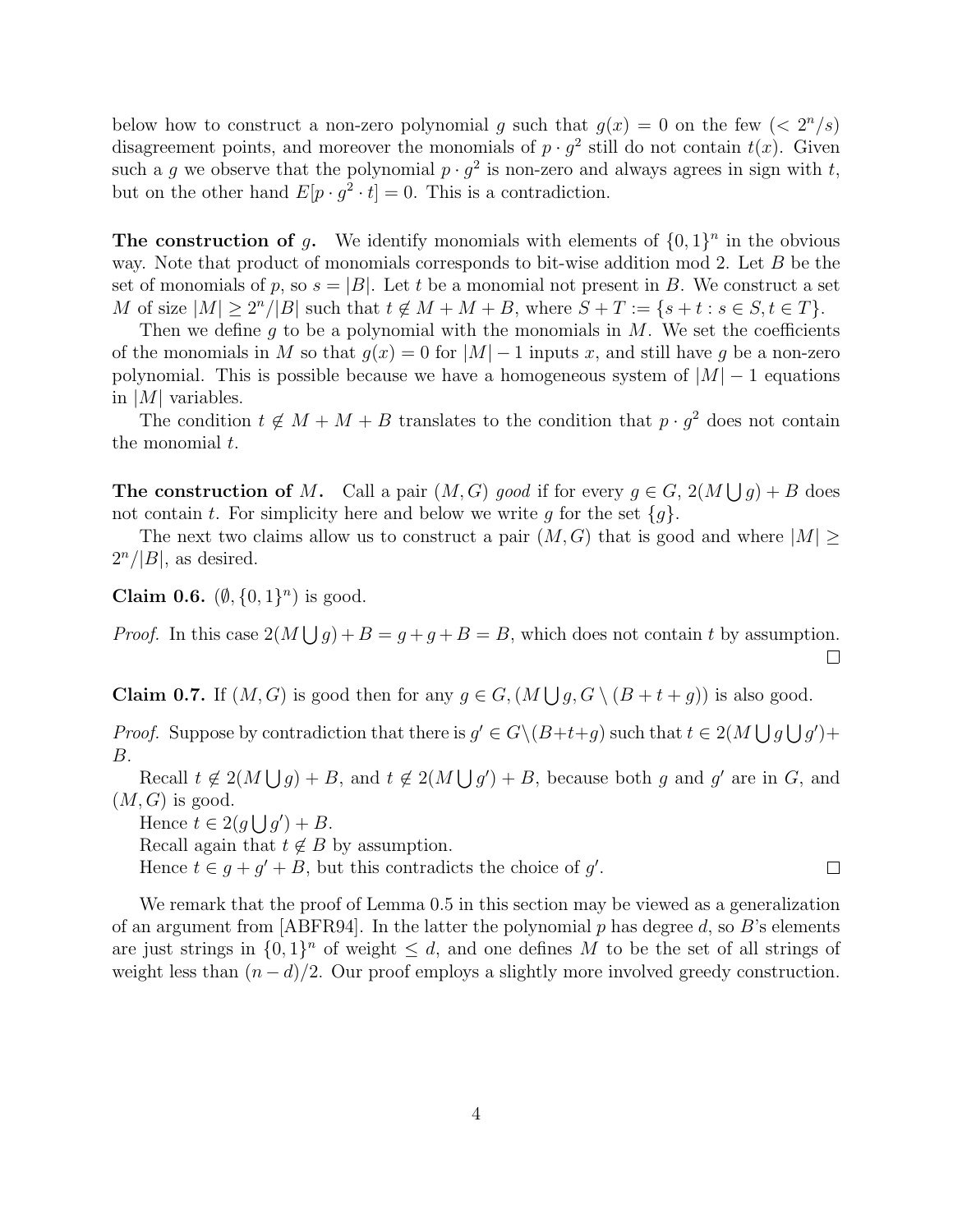below how to construct a non-zero polynomial $g$ such that $g(x) = 0$ on the few ($< 2^n/s$) disagreement points, and moreover the monomials of $p \cdot g^2$ still do not contain $t(x)$. Given such a $g$ we observe that the polynomial $p \cdot g^2$ is non-zero and always agrees in sign with $t$, but on the other hand $E[p \cdot g^2 \cdot t] = 0$. This is a contradiction.

**The construction of $g$.** We identify monomials with elements of $\{0,1\}^n$ in the obvious way. Note that product of monomials corresponds to bit-wise addition mod 2. Let $B$ be the set of monomials of $p$, so $s = |B|$. Let $t$ be a monomial not present in $B$. We construct a set $M$ of size $|M| \geq 2^n/|B|$ such that $t \notin M + M + B$, where $S + T := \{s + t : s \in S, t \in T\}$.

Then we define $g$ to be a polynomial with the monomials in $M$. We set the coefficients of the monomials in $M$ so that $g(x) = 0$ for $|M| - 1$ inputs $x$, and still have $g$ be a non-zero polynomial. This is possible because we have a homogeneous system of $|M| - 1$ equations in $|M|$ variables.

The condition $t \notin M + M + B$ translates to the condition that $p \cdot g^2$ does not contain the monomial $t$.

**The construction of $M$.** Call a pair $(M, G)$ *good* if for every $g \in G$, $2(M \bigcup g) + B$ does not contain $t$. For simplicity here and below we write $g$ for the set $\{g\}$.

The next two claims allow us to construct a pair $(M, G)$ that is good and where $|M| \geq 2^n/|B|$, as desired.

**Claim 0.6.** $(\emptyset, \{0,1\}^n)$ is good.

*Proof.* In this case $2(M \bigcup g) + B = g + g + B = B$, which does not contain $t$ by assumption. □

**Claim 0.7.** If $(M, G)$ is good then for any $g \in G$, $(M \bigcup g, G \setminus (B + t + g))$ is also good.

*Proof.* Suppose by contradiction that there is $g' \in G \setminus (B + t + g)$ such that $t \in 2(M \bigcup g \bigcup g') + B$.

Recall $t \notin 2(M \bigcup g) + B$, and $t \notin 2(M \bigcup g') + B$, because both $g$ and $g'$ are in $G$, and $(M, G)$ is good.

Hence $t \in 2(g \bigcup g') + B$.

Recall again that $t \notin B$ by assumption.

Hence $t \in g + g' + B$, but this contradicts the choice of $g'$. □

We remark that the proof of Lemma 0.5 in this section may be viewed as a generalization of an argument from [ABFR94]. In the latter the polynomial $p$ has degree $d$, so $B$'s elements are just strings in $\{0,1\}^n$ of weight $\leq d$, and one defines $M$ to be the set of all strings of weight less than $(n - d)/2$. Our proof employs a slightly more involved greedy construction.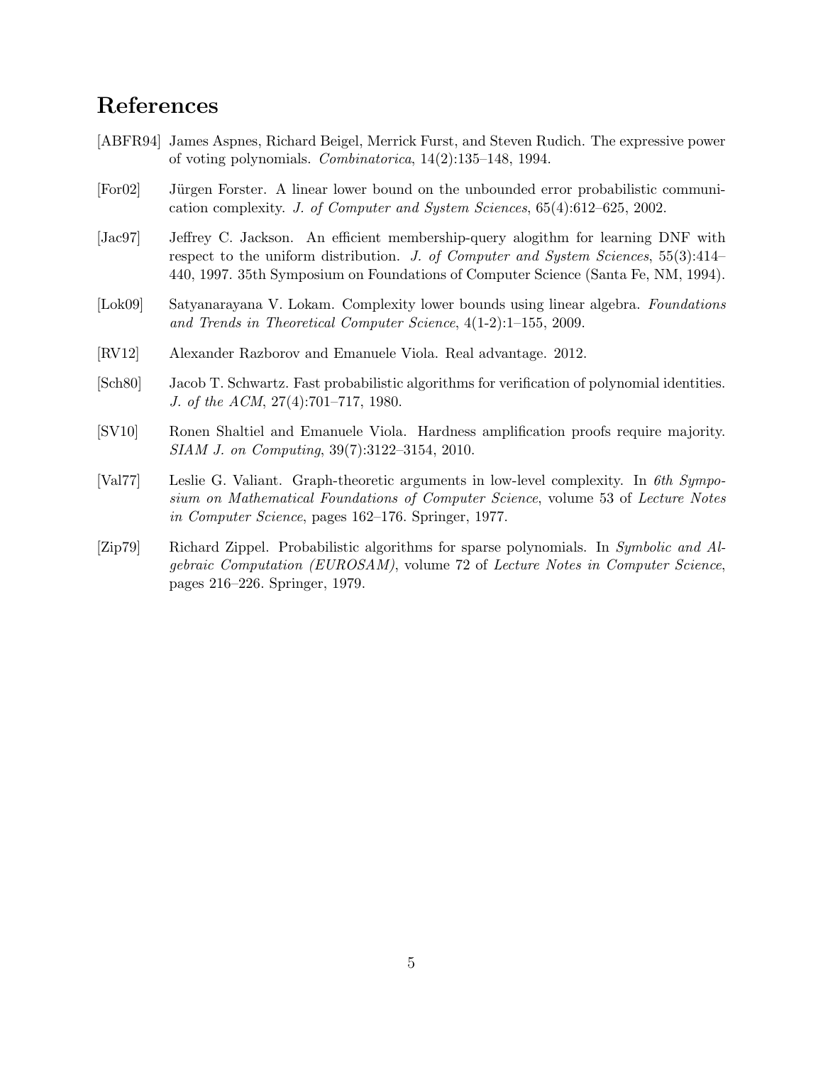# References

[ABFR94] James Aspnes, Richard Beigel, Merrick Furst, and Steven Rudich. The expressive power of voting polynomials. *Combinatorica*, 14(2):135–148, 1994.

[For02] Jürgen Forster. A linear lower bound on the unbounded error probabilistic communication complexity. *J. of Computer and System Sciences*, 65(4):612–625, 2002.

[Jac97] Jeffrey C. Jackson. An efficient membership-query alogithm for learning DNF with respect to the uniform distribution. *J. of Computer and System Sciences*, 55(3):414–440, 1997. 35th Symposium on Foundations of Computer Science (Santa Fe, NM, 1994).

[Lok09] Satyanarayana V. Lokam. Complexity lower bounds using linear algebra. *Foundations and Trends in Theoretical Computer Science*, 4(1-2):1–155, 2009.

[RV12] Alexander Razborov and Emanuele Viola. Real advantage. 2012.

[Sch80] Jacob T. Schwartz. Fast probabilistic algorithms for verification of polynomial identities. *J. of the ACM*, 27(4):701–717, 1980.

[SV10] Ronen Shaltiel and Emanuele Viola. Hardness amplification proofs require majority. *SIAM J. on Computing*, 39(7):3122–3154, 2010.

[Val77] Leslie G. Valiant. Graph-theoretic arguments in low-level complexity. In *6th Symposium on Mathematical Foundations of Computer Science*, volume 53 of *Lecture Notes in Computer Science*, pages 162–176. Springer, 1977.

[Zip79] Richard Zippel. Probabilistic algorithms for sparse polynomials. In *Symbolic and Algebraic Computation (EUROSAM)*, volume 72 of *Lecture Notes in Computer Science*, pages 216–226. Springer, 1979.